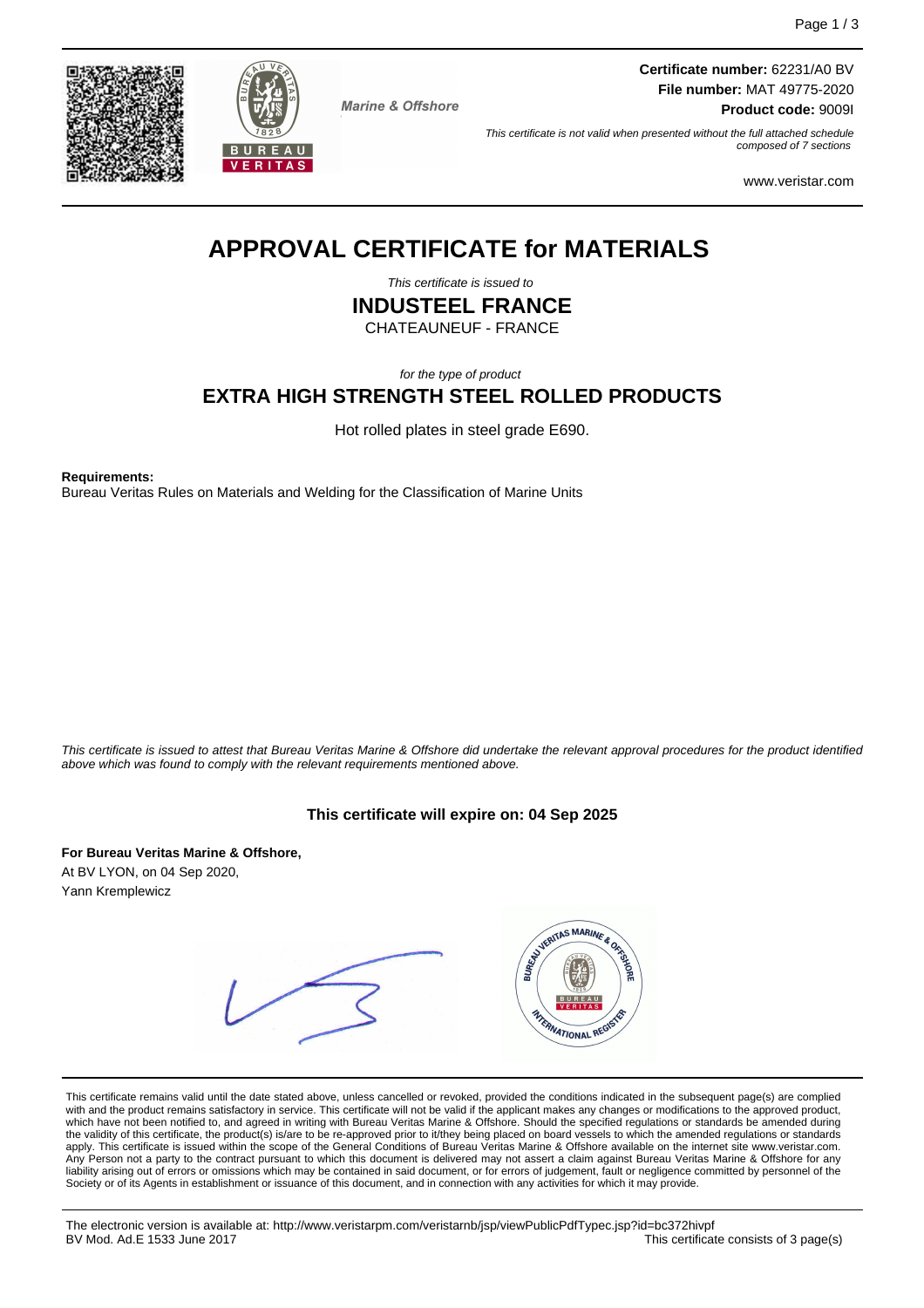Marine & Offshore

**Certificate number:** 62231/A0 BV
**File number:** MAT 49775-2020
**Product code:** 9009I

*This certificate is not valid when presented without the full attached schedule composed of 7 sections*

www.veristar.com

# APPROVAL CERTIFICATE for MATERIALS

*This certificate is issued to*

## INDUSTEEL FRANCE

CHATEAUNEUF - FRANCE

*for the type of product*

## EXTRA HIGH STRENGTH STEEL ROLLED PRODUCTS

Hot rolled plates in steel grade E690.

**Requirements:**
Bureau Veritas Rules on Materials and Welding for the Classification of Marine Units

*This certificate is issued to attest that Bureau Veritas Marine & Offshore did undertake the relevant approval procedures for the product identified above which was found to comply with the relevant requirements mentioned above.*

**This certificate will expire on: 04 Sep 2025**

**For Bureau Veritas Marine & Offshore,**
At BV LYON, on 04 Sep 2020,
Yann Kremplewicz

This certificate remains valid until the date stated above, unless cancelled or revoked, provided the conditions indicated in the subsequent page(s) are complied with and the product remains satisfactory in service. This certificate will not be valid if the applicant makes any changes or modifications to the approved product, which have not been notified to, and agreed in writing with Bureau Veritas Marine & Offshore. Should the specified regulations or standards be amended during the validity of this certificate, the product(s) is/are to be re-approved prior to it/they being placed on board vessels to which the amended regulations or standards apply. This certificate is issued within the scope of the General Conditions of Bureau Veritas Marine & Offshore available on the internet site www.veristar.com. Any Person not a party to the contract pursuant to which this document is delivered may not assert a claim against Bureau Veritas Marine & Offshore for any liability arising out of errors or omissions which may be contained in said document, or for errors of judgement, fault or negligence committed by personnel of the Society or of its Agents in establishment or issuance of this document, and in connection with any activities for which it may provide.

The electronic version is available at: http://www.veristarpm.com/veristarnb/jsp/viewPublicPdfTypec.jsp?id=bc372hivpf
BV Mod. Ad.E 1533 June 2017 — This certificate consists of 3 page(s)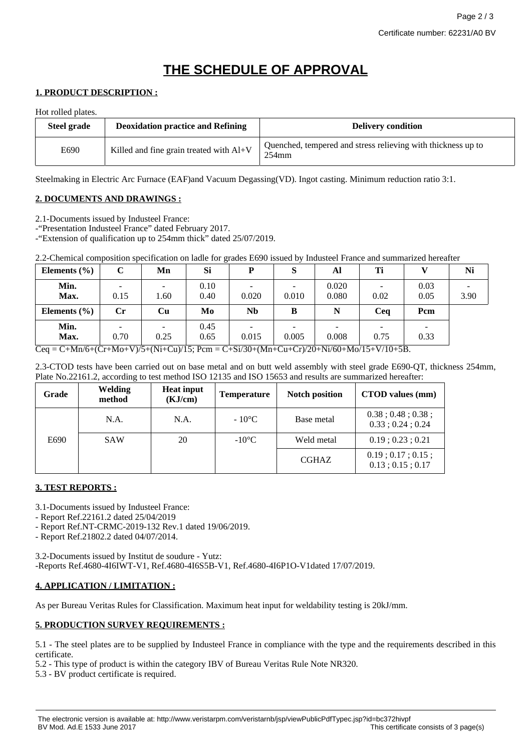# THE SCHEDULE OF APPROVAL

## 1. PRODUCT DESCRIPTION :

Hot rolled plates.

| Steel grade | Deoxidation practice and Refining | Delivery condition |
|---|---|---|
| E690 | Killed and fine grain treated with Al+V | Quenched, tempered and stress relieving with thickness up to 254mm |

Steelmaking in Electric Arc Furnace (EAF)and Vacuum Degassing(VD). Ingot casting. Minimum reduction ratio 3:1.

## 2. DOCUMENTS AND DRAWINGS :

2.1-Documents issued by Industeel France:
-"Presentation Industeel France" dated February 2017.
-"Extension of qualification up to 254mm thick" dated 25/07/2019.

2.2-Chemical composition specification on ladle for grades E690 issued by Industeel France and summarized hereafter

| Elements (%) | C | Mn | Si | P | S | Al | Ti | V | Ni |
|---|---|---|---|---|---|---|---|---|---|
| Min.<br>Max. | -<br>0.15 | -<br>1.60 | 0.10<br>0.40 | -<br>0.020 | -<br>0.010 | 0.020<br>0.080 | -<br>0.02 | 0.03<br>0.05 | -<br>3.90 |
| **Elements (%)** | **Cr** | **Cu** | **Mo** | **Nb** | **B** | **N** | **Ceq** | **Pcm** | |
| Min.<br>Max. | -<br>0.70 | -<br>0.25 | 0.45<br>0.65 | -<br>0.015 | -<br>0.005 | -<br>0.008 | -<br>0.75 | -<br>0.33 | |

Ceq = C+Mn/6+(Cr+Mo+V)/5+(Ni+Cu)/15; Pcm = C+Si/30+(Mn+Cu+Cr)/20+Ni/60+Mo/15+V/10+5B.

2.3-CTOD tests have been carried out on base metal and on butt weld assembly with steel grade E690-QT, thickness 254mm, Plate No.22161.2, according to test method ISO 12135 and ISO 15653 and results are summarized hereafter:

| Grade | Welding method | Heat input (KJ/cm) | Temperature | Notch position | CTOD values (mm) |
|---|---|---|---|---|---|
| E690 | N.A. | N.A. | - 10°C | Base metal | 0.38 ; 0.48 ; 0.38 ; 0.33 ; 0.24 ; 0.24 |
| | SAW | 20 | -10°C | Weld metal | 0.19 ; 0.23 ; 0.21 |
| | | | | CGHAZ | 0.19 ; 0.17 ; 0.15 ; 0.13 ; 0.15 ; 0.17 |

## 3. TEST REPORTS :

3.1-Documents issued by Industeel France:
- Report Ref.22161.2 dated 25/04/2019
- Report Ref.NT-CRMC-2019-132 Rev.1 dated 19/06/2019.
- Report Ref.21802.2 dated 04/07/2014.

3.2-Documents issued by Institut de soudure - Yutz:
-Reports Ref.4680-4I6IWT-V1, Ref.4680-4I6S5B-V1, Ref.4680-4I6P1O-V1dated 17/07/2019.

## 4. APPLICATION / LIMITATION :

As per Bureau Veritas Rules for Classification. Maximum heat input for weldability testing is 20kJ/mm.

## 5. PRODUCTION SURVEY REQUIREMENTS :

5.1 - The steel plates are to be supplied by Industeel France in compliance with the type and the requirements described in this certificate.
5.2 - This type of product is within the category IBV of Bureau Veritas Rule Note NR320.
5.3 - BV product certificate is required.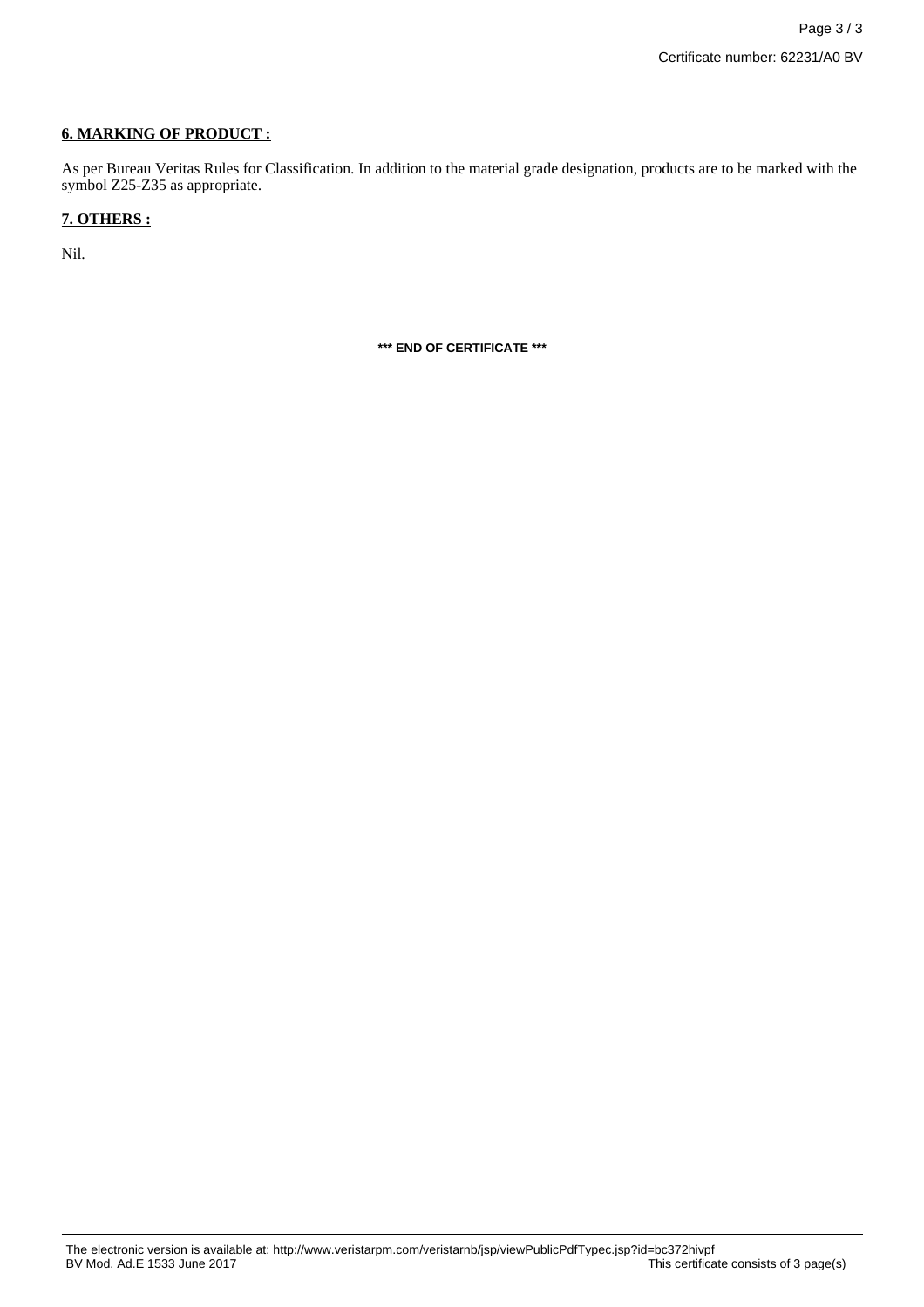## 6. MARKING OF PRODUCT :

As per Bureau Veritas Rules for Classification. In addition to the material grade designation, products are to be marked with the symbol Z25-Z35 as appropriate.

## 7. OTHERS :

Nil.

**\*\*\* END OF CERTIFICATE \*\*\***

The electronic version is available at: http://www.veristarpm.com/veristarnb/jsp/viewPublicPdfTypec.jsp?id=bc372hivpf

BV Mod. Ad.E 1533 June 2017

This certificate consists of 3 page(s)